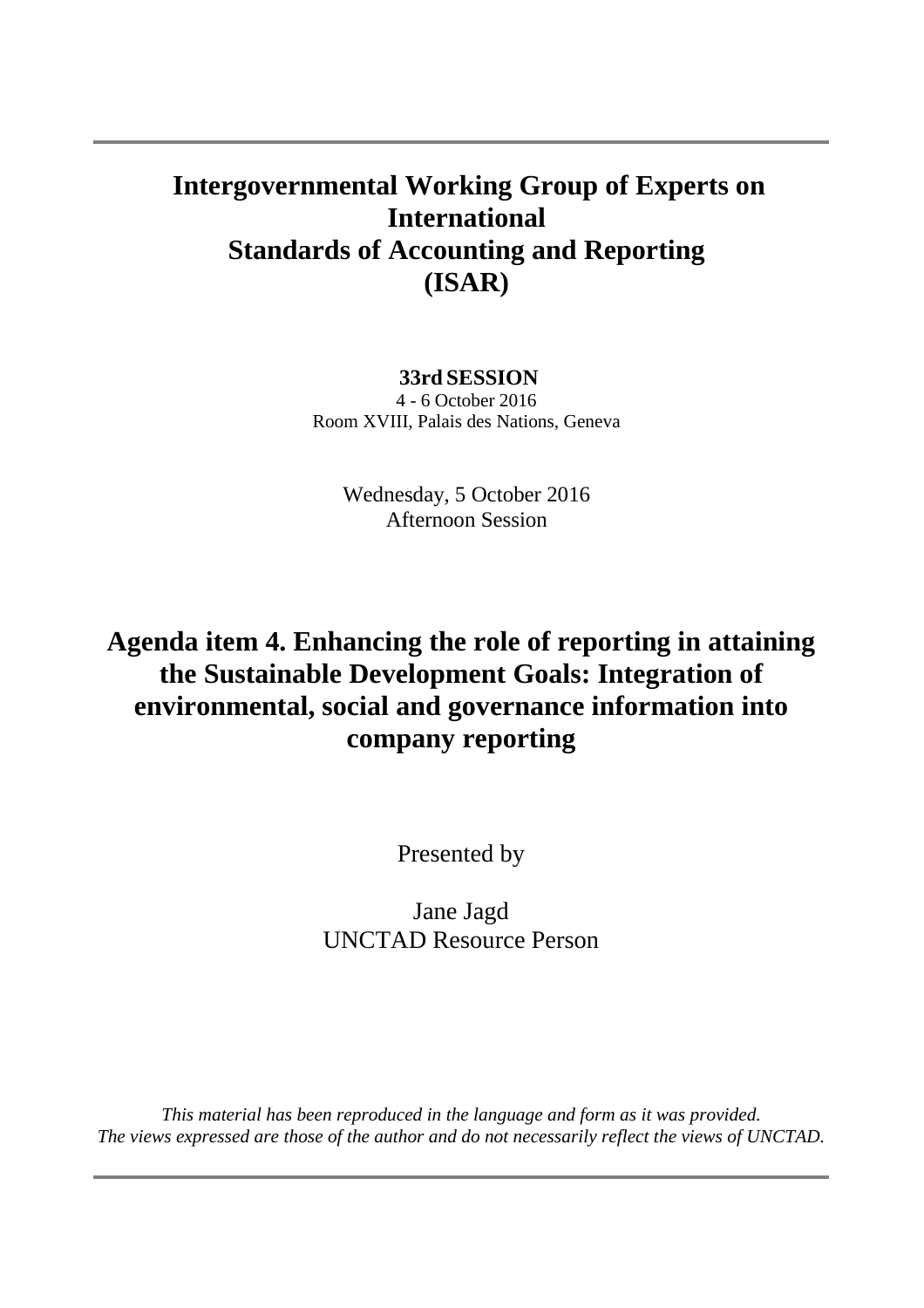# Intergovernmental Working Group of Experts on International Standards of Accounting and Reporting (ISAR)

**33rd SESSION**

4 - 6 October 2016

Room XVIII, Palais des Nations, Geneva

Wednesday, 5 October 2016

Afternoon Session

## Agenda item 4. Enhancing the role of reporting in attaining the Sustainable Development Goals: Integration of environmental, social and governance information into company reporting

Presented by

Jane Jagd

UNCTAD Resource Person

*This material has been reproduced in the language and form as it was provided. The views expressed are those of the author and do not necessarily reflect the views of UNCTAD.*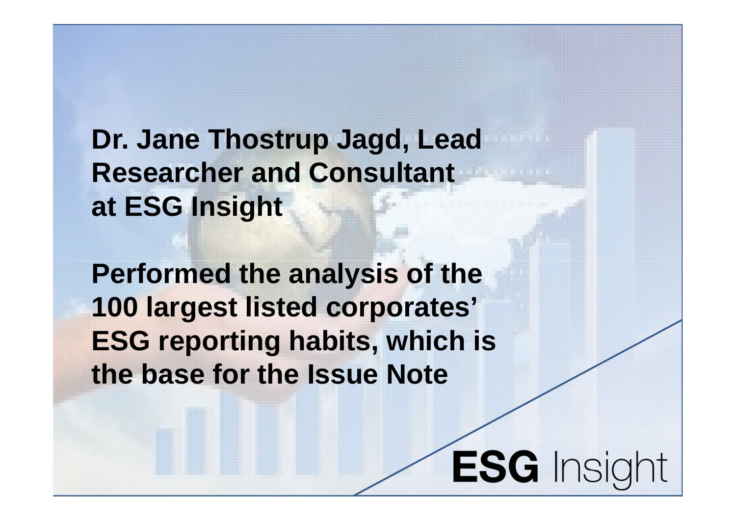**Dr. Jane Thostrup Jagd, Lead Researcher and Consultant at ESG Insight**

**Performed the analysis of the 100 largest listed corporates' ESG reporting habits, which is the base for the Issue Note**

ESG Insight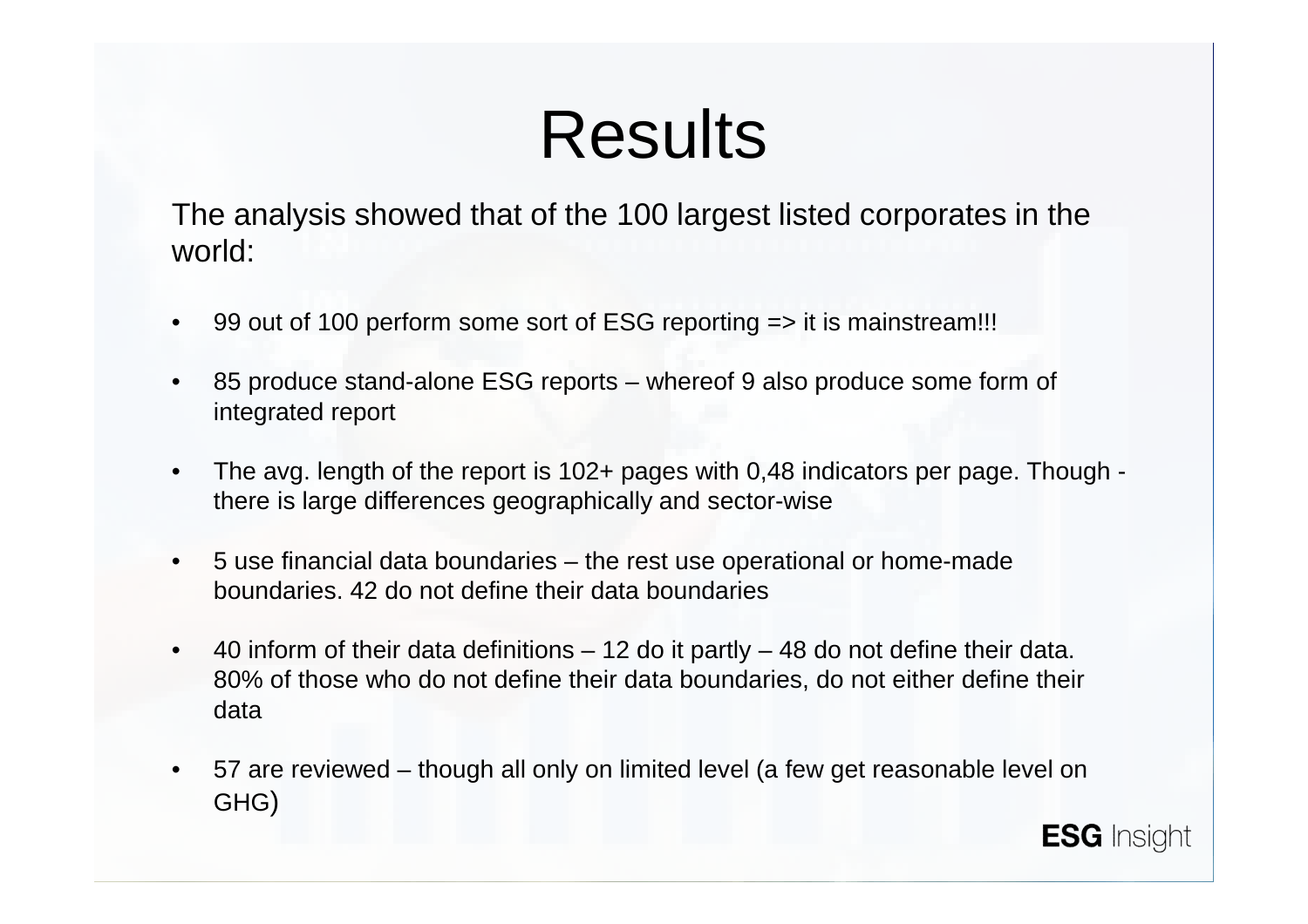# Results

The analysis showed that of the 100 largest listed corporates in the world:

- 99 out of 100 perform some sort of ESG reporting => it is mainstream!!!
- 85 produce stand-alone ESG reports – whereof 9 also produce some form of integrated report
- The avg. length of the report is 102+ pages with 0,48 indicators per page. Though - there is large differences geographically and sector-wise
- 5 use financial data boundaries – the rest use operational or home-made boundaries. 42 do not define their data boundaries
- 40 inform of their data definitions – 12 do it partly – 48 do not define their data. 80% of those who do not define their data boundaries, do not either define their data
- 57 are reviewed – though all only on limited level (a few get reasonable level on GHG)

**ESG** Insight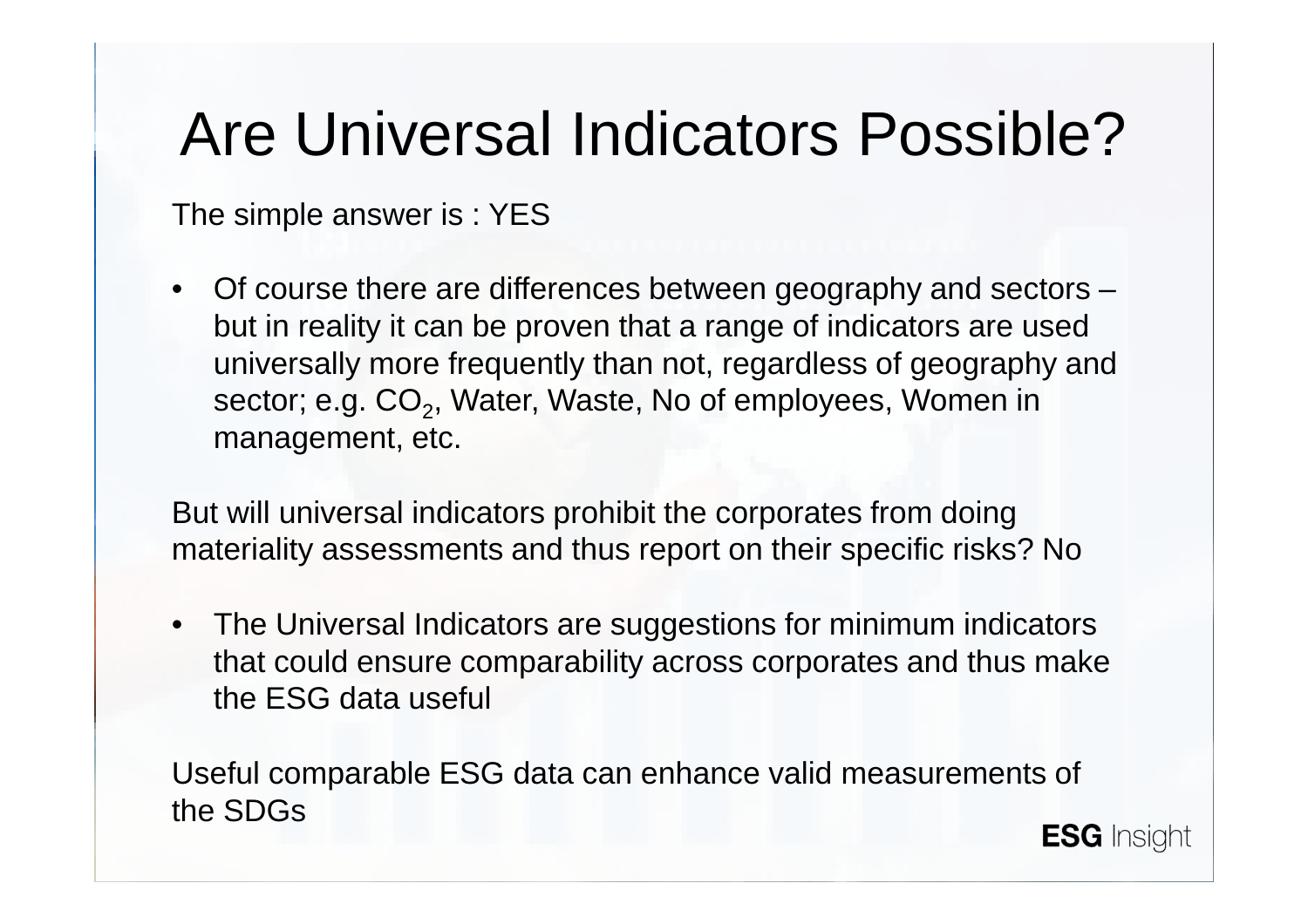# Are Universal Indicators Possible?

The simple answer is : YES

- Of course there are differences between geography and sectors – but in reality it can be proven that a range of indicators are used universally more frequently than not, regardless of geography and sector; e.g. $CO_2$, Water, Waste, No of employees, Women in management, etc.

But will universal indicators prohibit the corporates from doing materiality assessments and thus report on their specific risks? No

- The Universal Indicators are suggestions for minimum indicators that could ensure comparability across corporates and thus make the ESG data useful

Useful comparable ESG data can enhance valid measurements of the SDGs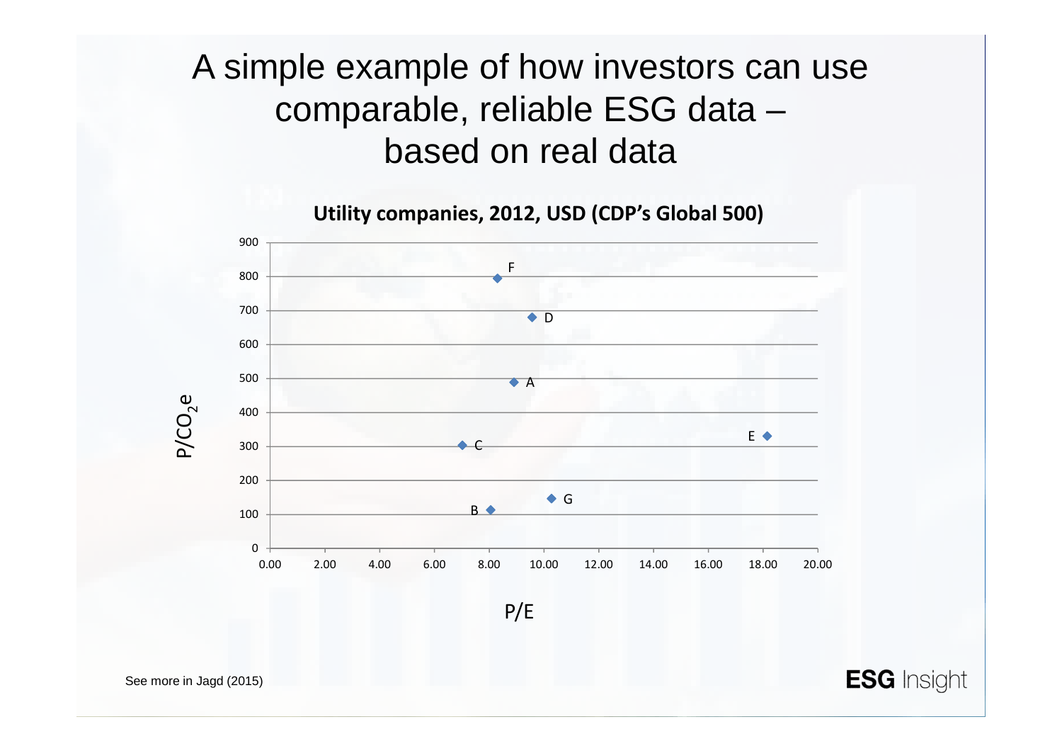# A simple example of how investors can use comparable, reliable ESG data – based on real data

**Utility companies, 2012, USD (CDP's Global 500)**

900
800
700
600
500
400
300
200
100
0

0.00 2.00 4.00 6.00 8.00 10.00 12.00 14.00 16.00 18.00 20.00

F
D
A
E
C
G
B

$P/CO_2e$

P/E

See more in Jagd (2015)

**ESG** Insight